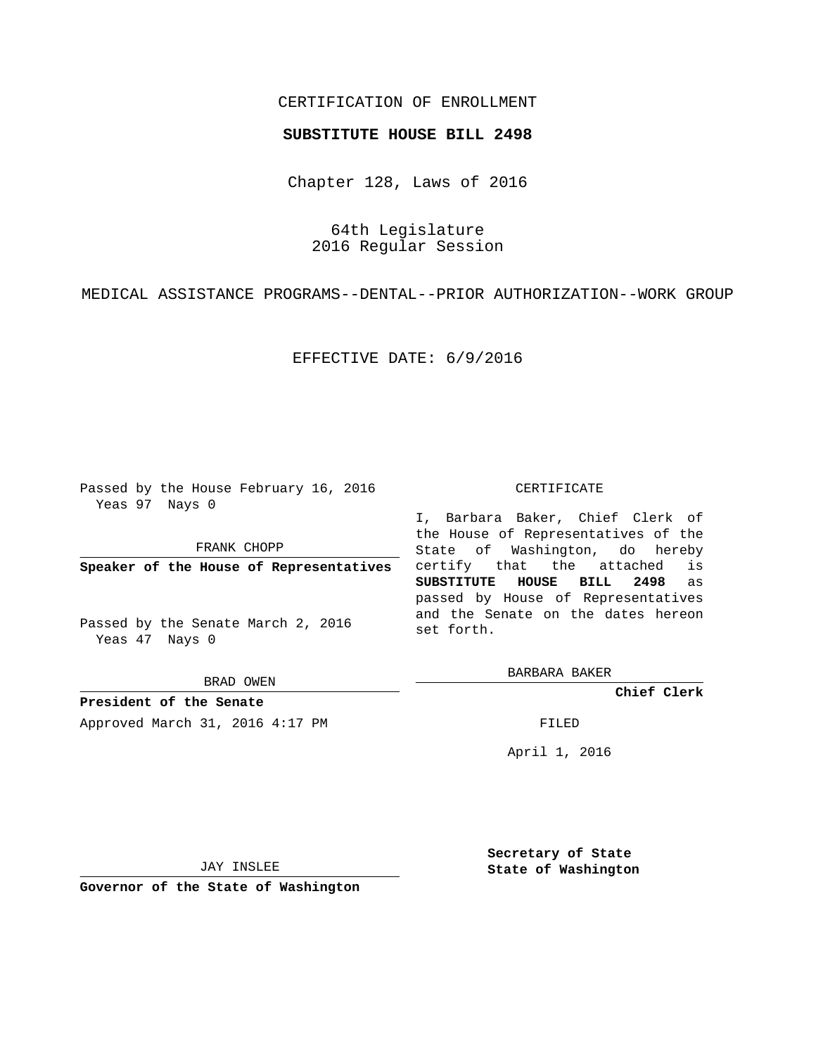CERTIFICATION OF ENROLLMENT

**SUBSTITUTE HOUSE BILL 2498**

Chapter 128, Laws of 2016

64th Legislature
2016 Regular Session

MEDICAL ASSISTANCE PROGRAMS--DENTAL--PRIOR AUTHORIZATION--WORK GROUP

EFFECTIVE DATE: 6/9/2016

Passed by the House February 16, 2016
Yeas 97 Nays 0

FRANK CHOPP

**Speaker of the House of Representatives**

Passed by the Senate March 2, 2016
Yeas 47 Nays 0

BRAD OWEN

**President of the Senate**

Approved March 31, 2016 4:17 PM

JAY INSLEE

**Governor of the State of Washington**

CERTIFICATE

I, Barbara Baker, Chief Clerk of the House of Representatives of the State of Washington, do hereby certify that the attached is **SUBSTITUTE HOUSE BILL 2498** as passed by House of Representatives and the Senate on the dates hereon set forth.

BARBARA BAKER

**Chief Clerk**

FILED

April 1, 2016

**Secretary of State**
**State of Washington**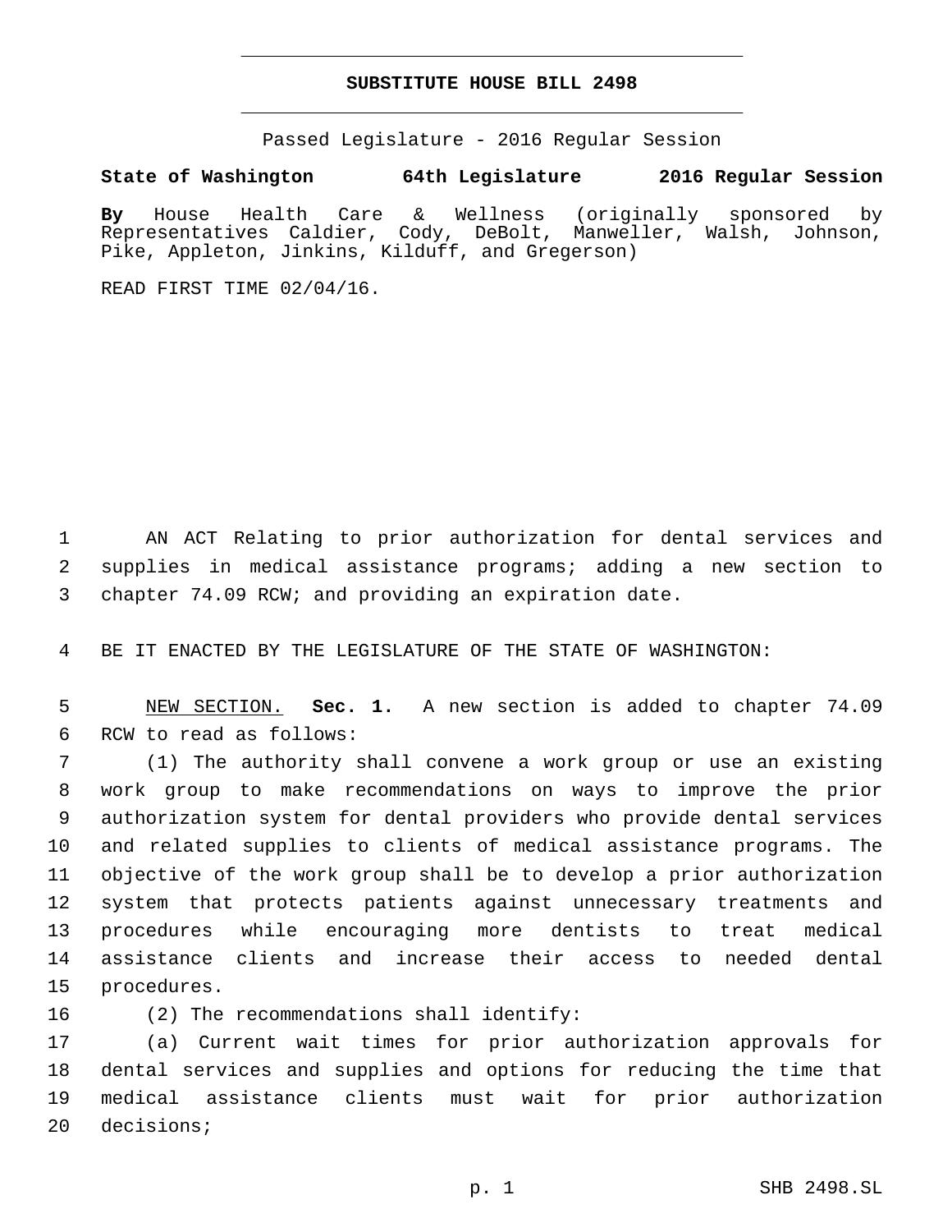# SUBSTITUTE HOUSE BILL 2498

Passed Legislature - 2016 Regular Session

**State of Washington 64th Legislature 2016 Regular Session**

**By** House Health Care & Wellness (originally sponsored by Representatives Caldier, Cody, DeBolt, Manweller, Walsh, Johnson, Pike, Appleton, Jinkins, Kilduff, and Gregerson)

READ FIRST TIME 02/04/16.

AN ACT Relating to prior authorization for dental services and supplies in medical assistance programs; adding a new section to chapter 74.09 RCW; and providing an expiration date.

BE IT ENACTED BY THE LEGISLATURE OF THE STATE OF WASHINGTON:

NEW SECTION. **Sec. 1.** A new section is added to chapter 74.09 RCW to read as follows:

(1) The authority shall convene a work group or use an existing work group to make recommendations on ways to improve the prior authorization system for dental providers who provide dental services and related supplies to clients of medical assistance programs. The objective of the work group shall be to develop a prior authorization system that protects patients against unnecessary treatments and procedures while encouraging more dentists to treat medical assistance clients and increase their access to needed dental procedures.

(2) The recommendations shall identify:

(a) Current wait times for prior authorization approvals for dental services and supplies and options for reducing the time that medical assistance clients must wait for prior authorization decisions;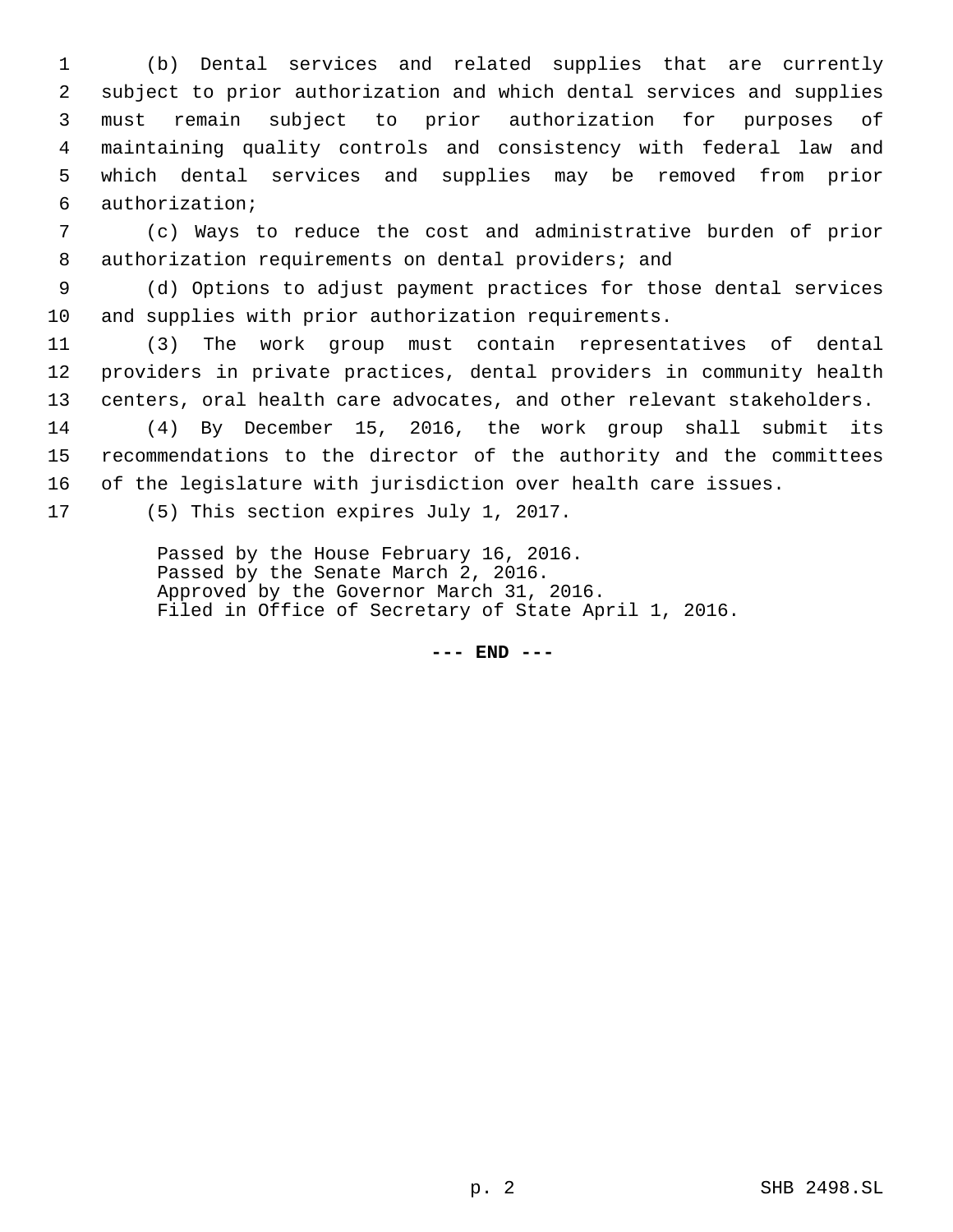(b) Dental services and related supplies that are currently subject to prior authorization and which dental services and supplies must remain subject to prior authorization for purposes of maintaining quality controls and consistency with federal law and which dental services and supplies may be removed from prior authorization;

(c) Ways to reduce the cost and administrative burden of prior authorization requirements on dental providers; and

(d) Options to adjust payment practices for those dental services and supplies with prior authorization requirements.

(3) The work group must contain representatives of dental providers in private practices, dental providers in community health centers, oral health care advocates, and other relevant stakeholders.

(4) By December 15, 2016, the work group shall submit its recommendations to the director of the authority and the committees of the legislature with jurisdiction over health care issues.

(5) This section expires July 1, 2017.

Passed by the House February 16, 2016.
Passed by the Senate March 2, 2016.
Approved by the Governor March 31, 2016.
Filed in Office of Secretary of State April 1, 2016.

**--- END ---**